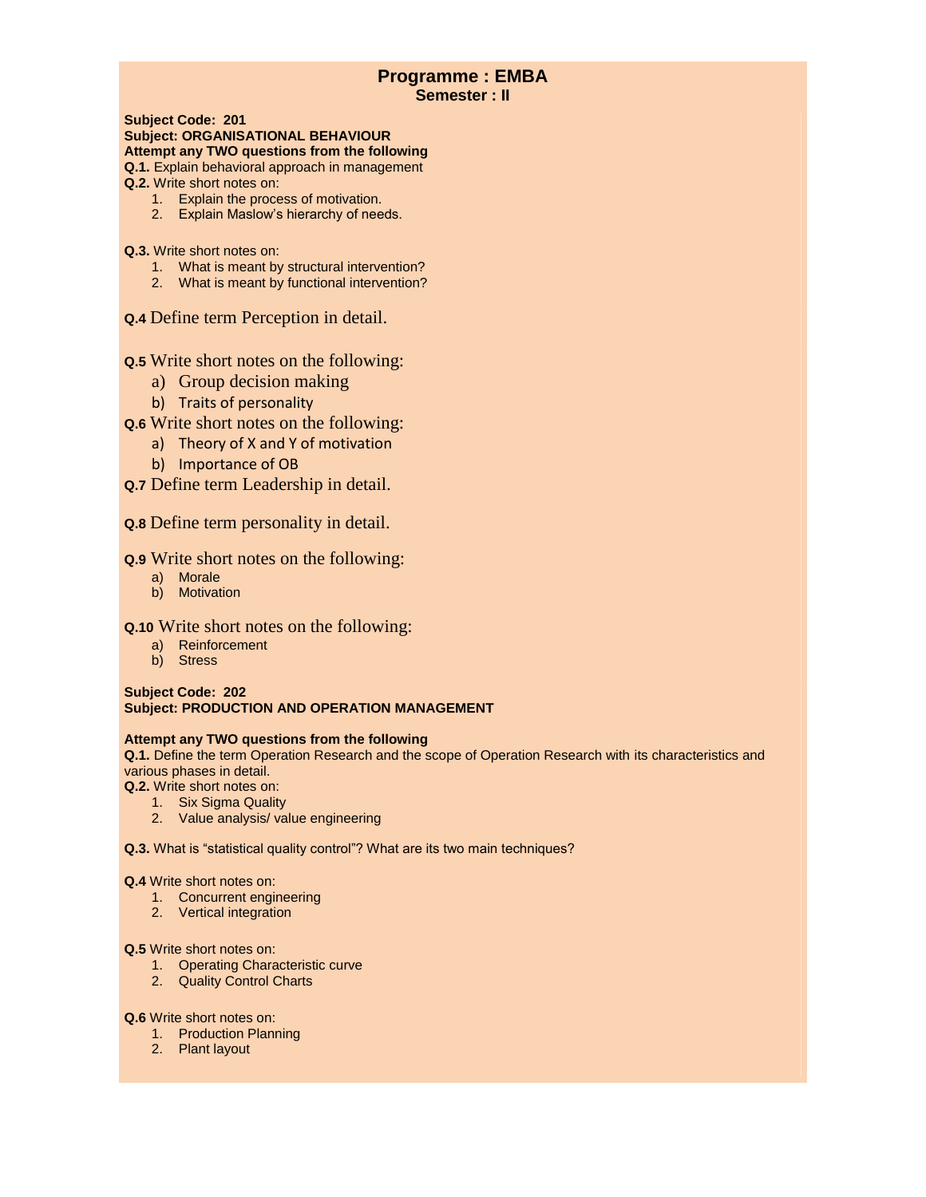# Programme : EMBA

## Semester : II

**Subject Code: 201**
**Subject: ORGANISATIONAL BEHAVIOUR**
**Attempt any TWO questions from the following**

**Q.1.** Explain behavioral approach in management

**Q.2.** Write short notes on:

1. Explain the process of motivation.
2. Explain Maslow's hierarchy of needs.

**Q.3.** Write short notes on:

1. What is meant by structural intervention?
2. What is meant by functional intervention?

**Q.4** Define term Perception in detail.

**Q.5** Write short notes on the following:

a) Group decision making
b) Traits of personality

**Q.6** Write short notes on the following:

a) Theory of X and Y of motivation
b) Importance of OB

**Q.7** Define term Leadership in detail.

**Q.8** Define term personality in detail.

**Q.9** Write short notes on the following:

a) Morale
b) Motivation

**Q.10** Write short notes on the following:

a) Reinforcement
b) Stress

**Subject Code: 202**
**Subject: PRODUCTION AND OPERATION MANAGEMENT**

**Attempt any TWO questions from the following**

**Q.1.** Define the term Operation Research and the scope of Operation Research with its characteristics and various phases in detail.

**Q.2.** Write short notes on:

1. Six Sigma Quality
2. Value analysis/ value engineering

**Q.3.** What is "statistical quality control"? What are its two main techniques?

**Q.4** Write short notes on:

1. Concurrent engineering
2. Vertical integration

**Q.5** Write short notes on:

1. Operating Characteristic curve
2. Quality Control Charts

**Q.6** Write short notes on:

1. Production Planning
2. Plant layout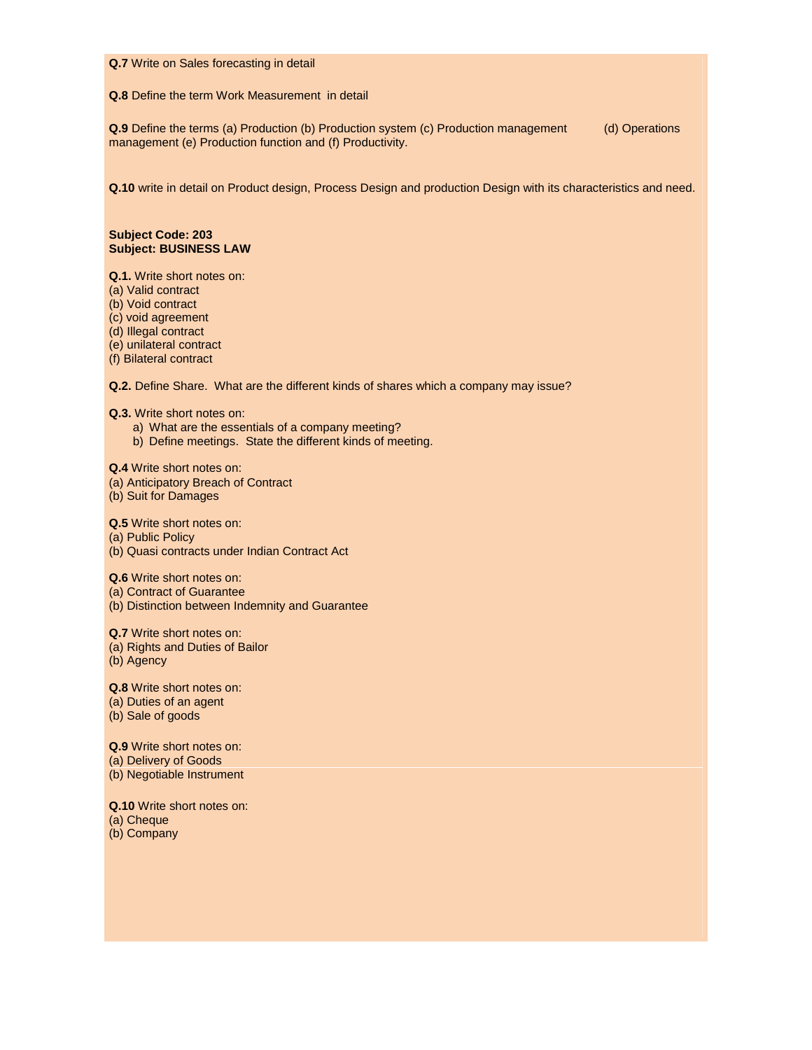**Q.7** Write on Sales forecasting in detail

**Q.8** Define the term Work Measurement in detail

**Q.9** Define the terms (a) Production (b) Production system (c) Production management (d) Operations management (e) Production function and (f) Productivity.

**Q.10** write in detail on Product design, Process Design and production Design with its characteristics and need.

**Subject Code: 203**
**Subject: BUSINESS LAW**

**Q.1.** Write short notes on:
(a) Valid contract
(b) Void contract
(c) void agreement
(d) Illegal contract
(e) unilateral contract
(f) Bilateral contract

**Q.2.** Define Share. What are the different kinds of shares which a company may issue?

**Q.3.** Write short notes on:

a) What are the essentials of a company meeting?
b) Define meetings. State the different kinds of meeting.

**Q.4** Write short notes on:
(a) Anticipatory Breach of Contract
(b) Suit for Damages

**Q.5** Write short notes on:
(a) Public Policy
(b) Quasi contracts under Indian Contract Act

**Q.6** Write short notes on:
(a) Contract of Guarantee
(b) Distinction between Indemnity and Guarantee

**Q.7** Write short notes on:
(a) Rights and Duties of Bailor
(b) Agency

**Q.8** Write short notes on:
(a) Duties of an agent
(b) Sale of goods

**Q.9** Write short notes on:
(a) Delivery of Goods
(b) Negotiable Instrument

**Q.10** Write short notes on:
(a) Cheque
(b) Company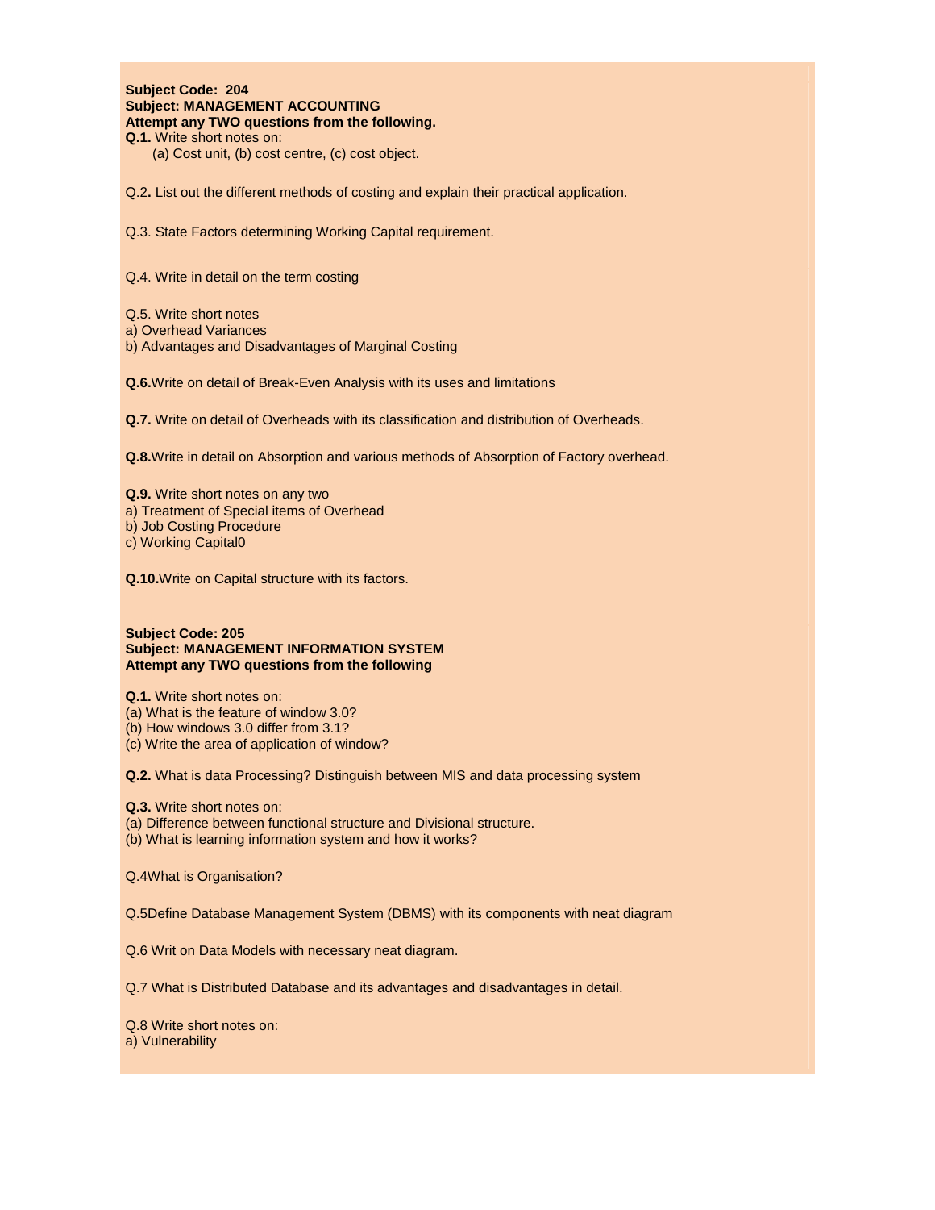**Subject Code: 204**
**Subject: MANAGEMENT ACCOUNTING**
**Attempt any TWO questions from the following.**

**Q.1.** Write short notes on:
(a) Cost unit, (b) cost centre, (c) cost object.

Q.2**.** List out the different methods of costing and explain their practical application.

Q.3. State Factors determining Working Capital requirement.

Q.4. Write in detail on the term costing

Q.5. Write short notes
a) Overhead Variances
b) Advantages and Disadvantages of Marginal Costing

**Q.6.**Write on detail of Break-Even Analysis with its uses and limitations

**Q.7.** Write on detail of Overheads with its classification and distribution of Overheads.

**Q.8.**Write in detail on Absorption and various methods of Absorption of Factory overhead.

**Q.9.** Write short notes on any two
a) Treatment of Special items of Overhead
b) Job Costing Procedure
c) Working Capital0

**Q.10.**Write on Capital structure with its factors.

**Subject Code: 205**
**Subject: MANAGEMENT INFORMATION SYSTEM**
**Attempt any TWO questions from the following**

**Q.1.** Write short notes on:
(a) What is the feature of window 3.0?
(b) How windows 3.0 differ from 3.1?
(c) Write the area of application of window?

**Q.2.** What is data Processing? Distinguish between MIS and data processing system

**Q.3.** Write short notes on:
(a) Difference between functional structure and Divisional structure.
(b) What is learning information system and how it works?

Q.4What is Organisation?

Q.5Define Database Management System (DBMS) with its components with neat diagram

Q.6 Writ on Data Models with necessary neat diagram.

Q.7 What is Distributed Database and its advantages and disadvantages in detail.

Q.8 Write short notes on:
a) Vulnerability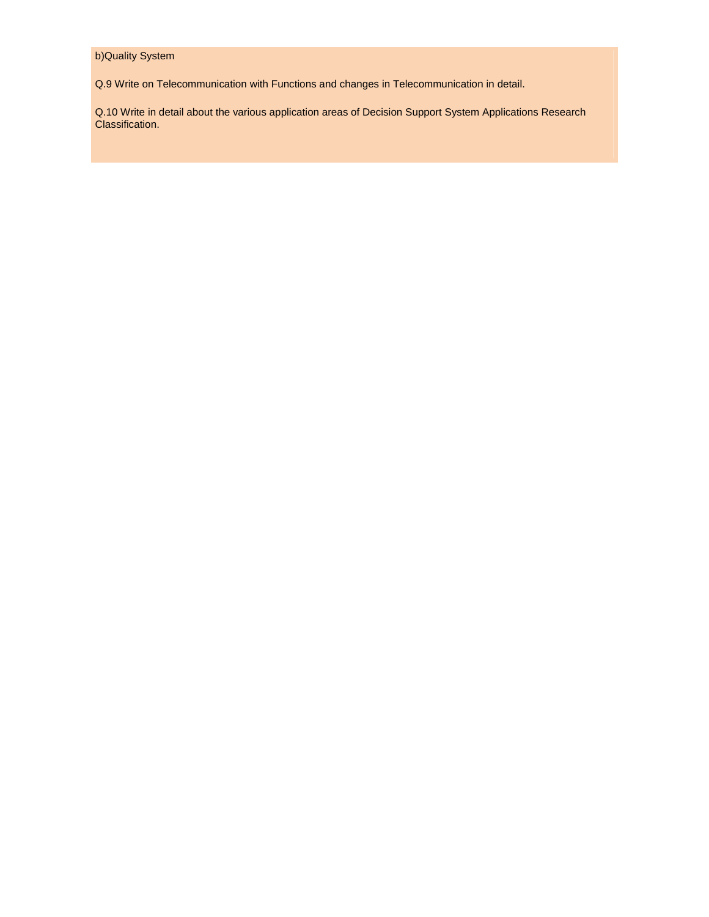b)Quality System

Q.9 Write on Telecommunication with Functions and changes in Telecommunication in detail.

Q.10 Write in detail about the various application areas of Decision Support System Applications Research Classification.